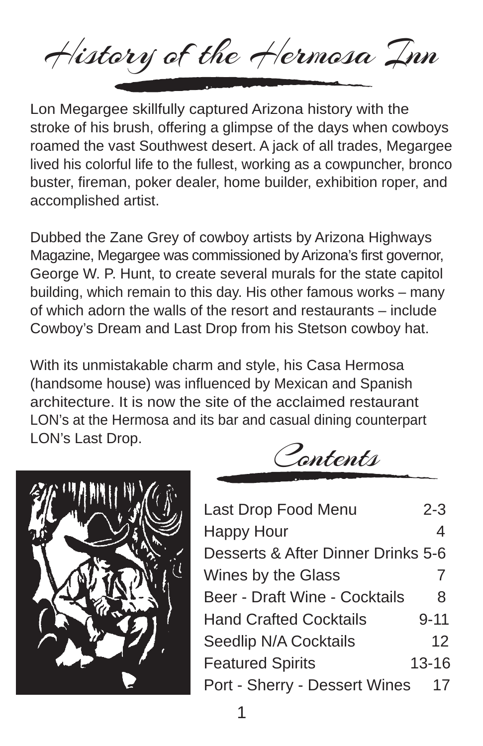# History of the Hermosa Inn

Lon Megargee skillfully captured Arizona history with the stroke of his brush, offering a glimpse of the days when cowboys roamed the vast Southwest desert. A jack of all trades, Megargee lived his colorful life to the fullest, working as a cowpuncher, bronco buster, fireman, poker dealer, home builder, exhibition roper, and accomplished artist.

Dubbed the Zane Grey of cowboy artists by Arizona Highways Magazine, Megargee was commissioned by Arizona's first governor, George W. P. Hunt, to create several murals for the state capitol building, which remain to this day. His other famous works – many of which adorn the walls of the resort and restaurants – include Cowboy's Dream and Last Drop from his Stetson cowboy hat.

With its unmistakable charm and style, his Casa Hermosa (handsome house) was influenced by Mexican and Spanish architecture. It is now the site of the acclaimed restaurant LON's at the Hermosa and its bar and casual dining counterpart LON's Last Drop.

## Contents

| | |
|---|---|
| Last Drop Food Menu | 2-3 |
| Happy Hour | 4 |
| Desserts & After Dinner Drinks | 5-6 |
| Wines by the Glass | 7 |
| Beer - Draft Wine - Cocktails | 8 |
| Hand Crafted Cocktails | 9-11 |
| Seedlip N/A Cocktails | 12 |
| Featured Spirits | 13-16 |
| Port - Sherry - Dessert Wines | 17 |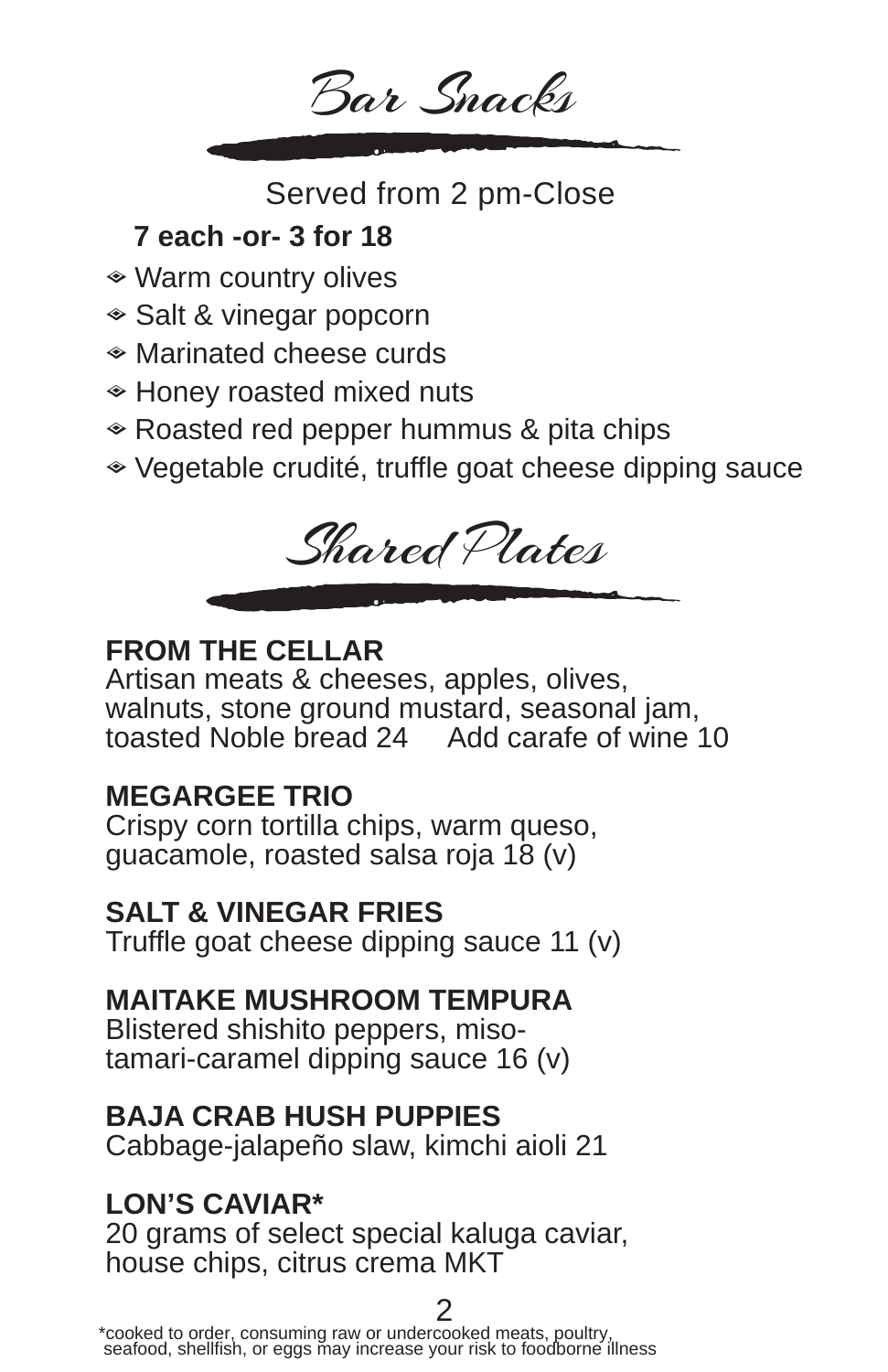# Bar Snacks

Served from 2 pm-Close

**7 each -or- 3 for 18**

- Warm country olives
- Salt & vinegar popcorn
- Marinated cheese curds
- Honey roasted mixed nuts
- Roasted red pepper hummus & pita chips
- Vegetable crudité, truffle goat cheese dipping sauce

# Shared Plates

**FROM THE CELLAR**
Artisan meats & cheeses, apples, olives, walnuts, stone ground mustard, seasonal jam, toasted Noble bread 24 Add carafe of wine 10

**MEGARGEE TRIO**
Crispy corn tortilla chips, warm queso, guacamole, roasted salsa roja 18 (v)

**SALT & VINEGAR FRIES**
Truffle goat cheese dipping sauce 11 (v)

**MAITAKE MUSHROOM TEMPURA**
Blistered shishito peppers, miso-tamari-caramel dipping sauce 16 (v)

**BAJA CRAB HUSH PUPPIES**
Cabbage-jalapeño slaw, kimchi aioli 21

**LON'S CAVIAR***
20 grams of select special kaluga caviar, house chips, citrus crema MKT

*cooked to order, consuming raw or undercooked meats, poultry, seafood, shellfish, or eggs may increase your risk to foodborne illness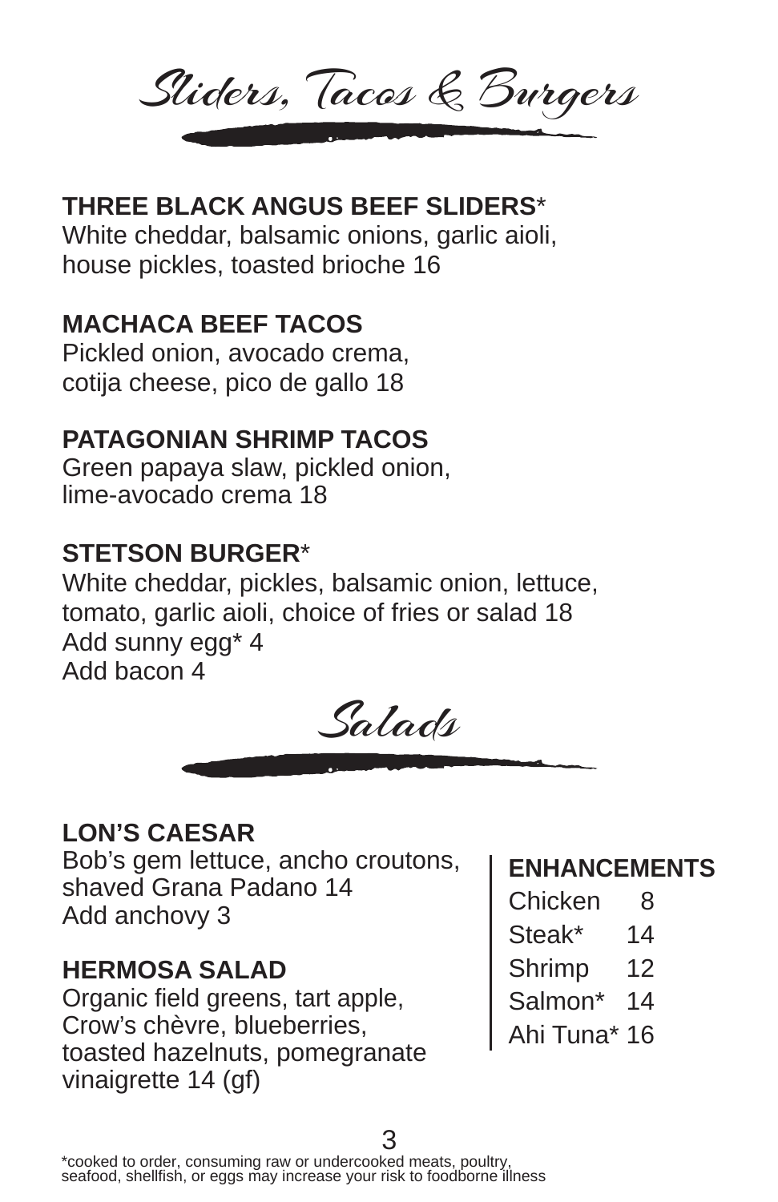# Sliders, Tacos & Burgers

**THREE BLACK ANGUS BEEF SLIDERS***
White cheddar, balsamic onions, garlic aioli, house pickles, toasted brioche 16

**MACHACA BEEF TACOS**
Pickled onion, avocado crema, cotija cheese, pico de gallo 18

**PATAGONIAN SHRIMP TACOS**
Green papaya slaw, pickled onion, lime-avocado crema 18

**STETSON BURGER***
White cheddar, pickles, balsamic onion, lettuce, tomato, garlic aioli, choice of fries or salad 18
Add sunny egg* 4
Add bacon 4

# Salads

**LON'S CAESAR**
Bob's gem lettuce, ancho croutons, shaved Grana Padano 14
Add anchovy 3

**HERMOSA SALAD**
Organic field greens, tart apple, Crow's chèvre, blueberries, toasted hazelnuts, pomegranate vinaigrette 14 (gf)

**ENHANCEMENTS**

| Item | Price |
| --- | --- |
| Chicken | 8 |
| Steak* | 14 |
| Shrimp | 12 |
| Salmon* | 14 |
| Ahi Tuna* | 16 |

*cooked to order, consuming raw or undercooked meats, poultry, seafood, shellfish, or eggs may increase your risk to foodborne illness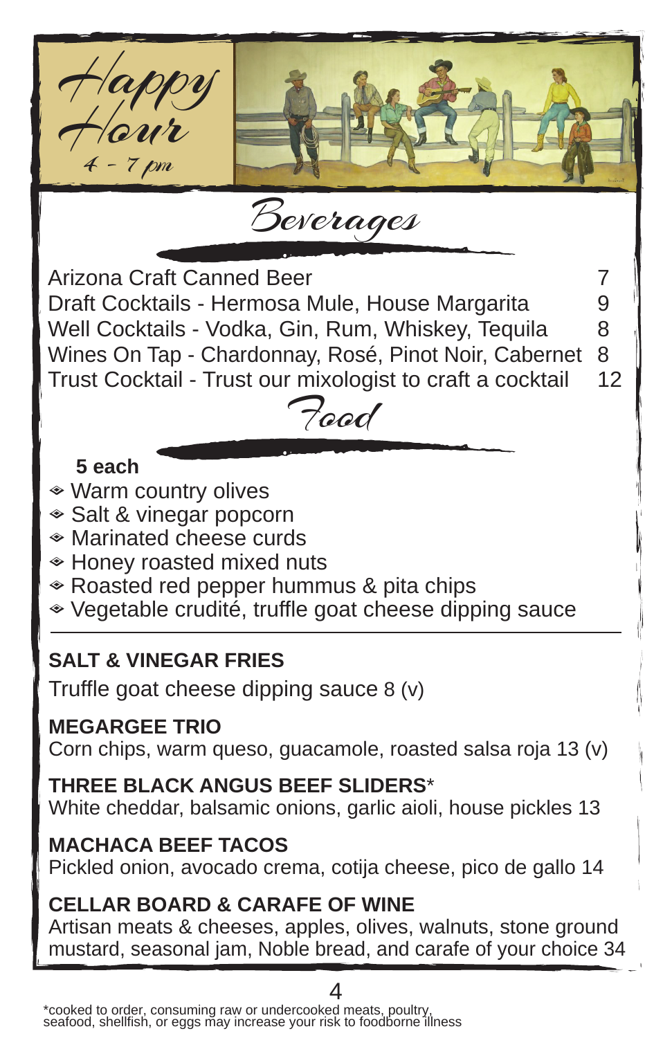# Happy Hour

4 - 7 pm

## Beverages

| | |
|---|---|
| Arizona Craft Canned Beer | 7 |
| Draft Cocktails - Hermosa Mule, House Margarita | 9 |
| Well Cocktails - Vodka, Gin, Rum, Whiskey, Tequila | 8 |
| Wines On Tap - Chardonnay, Rosé, Pinot Noir, Cabernet | 8 |
| Trust Cocktail - Trust our mixologist to craft a cocktail | 12 |

## Food

**5 each**

- Warm country olives
- Salt & vinegar popcorn
- Marinated cheese curds
- Honey roasted mixed nuts
- Roasted red pepper hummus & pita chips
- Vegetable crudité, truffle goat cheese dipping sauce

---

**SALT & VINEGAR FRIES**
Truffle goat cheese dipping sauce 8 (v)

**MEGARGEE TRIO**
Corn chips, warm queso, guacamole, roasted salsa roja 13 (v)

**THREE BLACK ANGUS BEEF SLIDERS***
White cheddar, balsamic onions, garlic aioli, house pickles 13

**MACHACA BEEF TACOS**
Pickled onion, avocado crema, cotija cheese, pico de gallo 14

**CELLAR BOARD & CARAFE OF WINE**
Artisan meats & cheeses, apples, olives, walnuts, stone ground mustard, seasonal jam, Noble bread, and carafe of your choice 34

*cooked to order, consuming raw or undercooked meats, poultry, seafood, shellfish, or eggs may increase your risk to foodborne illness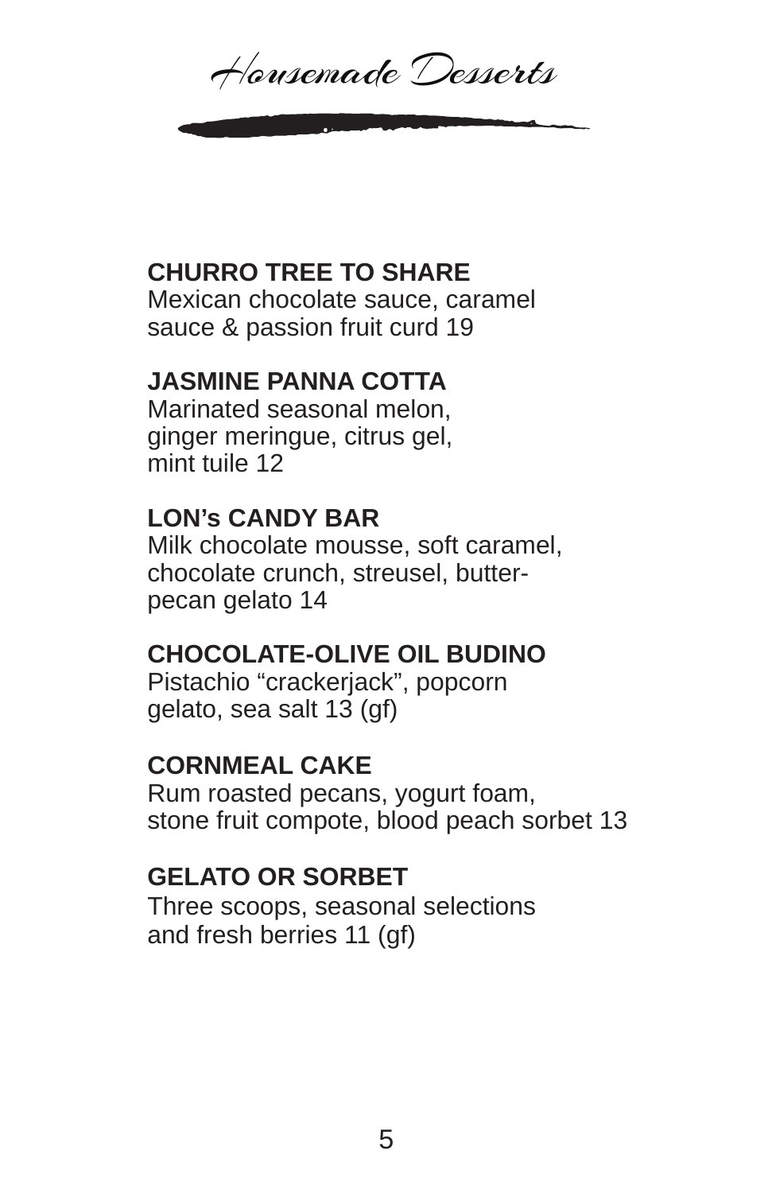# Housemade Desserts

**CHURRO TREE TO SHARE**
Mexican chocolate sauce, caramel sauce & passion fruit curd 19

**JASMINE PANNA COTTA**
Marinated seasonal melon, ginger meringue, citrus gel, mint tuile 12

**LON's CANDY BAR**
Milk chocolate mousse, soft caramel, chocolate crunch, streusel, butter-pecan gelato 14

**CHOCOLATE-OLIVE OIL BUDINO**
Pistachio "crackerjack", popcorn gelato, sea salt 13 (gf)

**CORNMEAL CAKE**
Rum roasted pecans, yogurt foam, stone fruit compote, blood peach sorbet 13

**GELATO OR SORBET**
Three scoops, seasonal selections and fresh berries 11 (gf)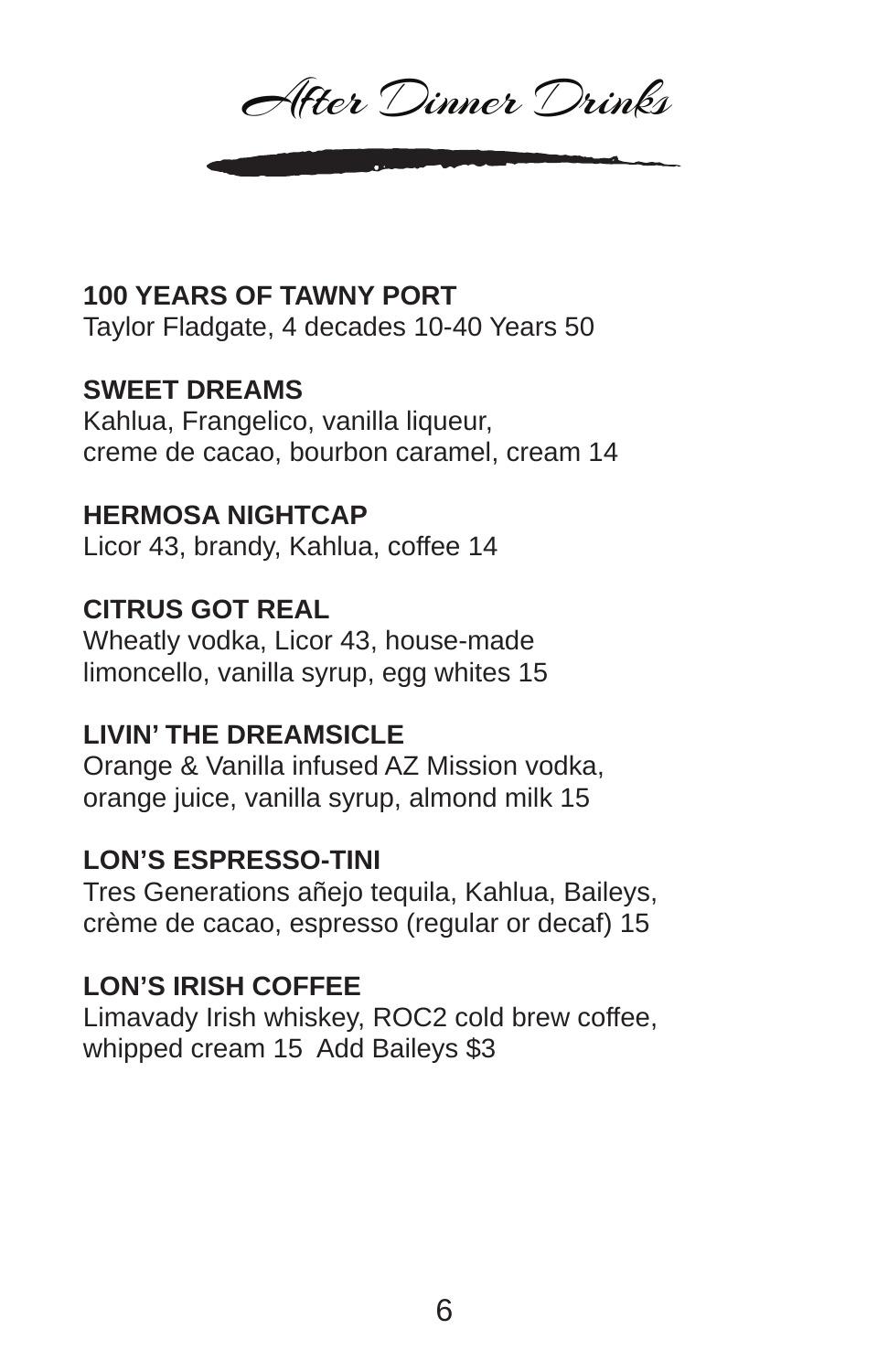# After Dinner Drinks

**100 YEARS OF TAWNY PORT**
Taylor Fladgate, 4 decades 10-40 Years 50

**SWEET DREAMS**
Kahlua, Frangelico, vanilla liqueur,
creme de cacao, bourbon caramel, cream 14

**HERMOSA NIGHTCAP**
Licor 43, brandy, Kahlua, coffee 14

**CITRUS GOT REAL**
Wheatly vodka, Licor 43, house-made
limoncello, vanilla syrup, egg whites 15

**LIVIN' THE DREAMSICLE**
Orange & Vanilla infused AZ Mission vodka,
orange juice, vanilla syrup, almond milk 15

**LON'S ESPRESSO-TINI**
Tres Generations añejo tequila, Kahlua, Baileys,
crème de cacao, espresso (regular or decaf) 15

**LON'S IRISH COFFEE**
Limavady Irish whiskey, ROC2 cold brew coffee,
whipped cream 15 Add Baileys $3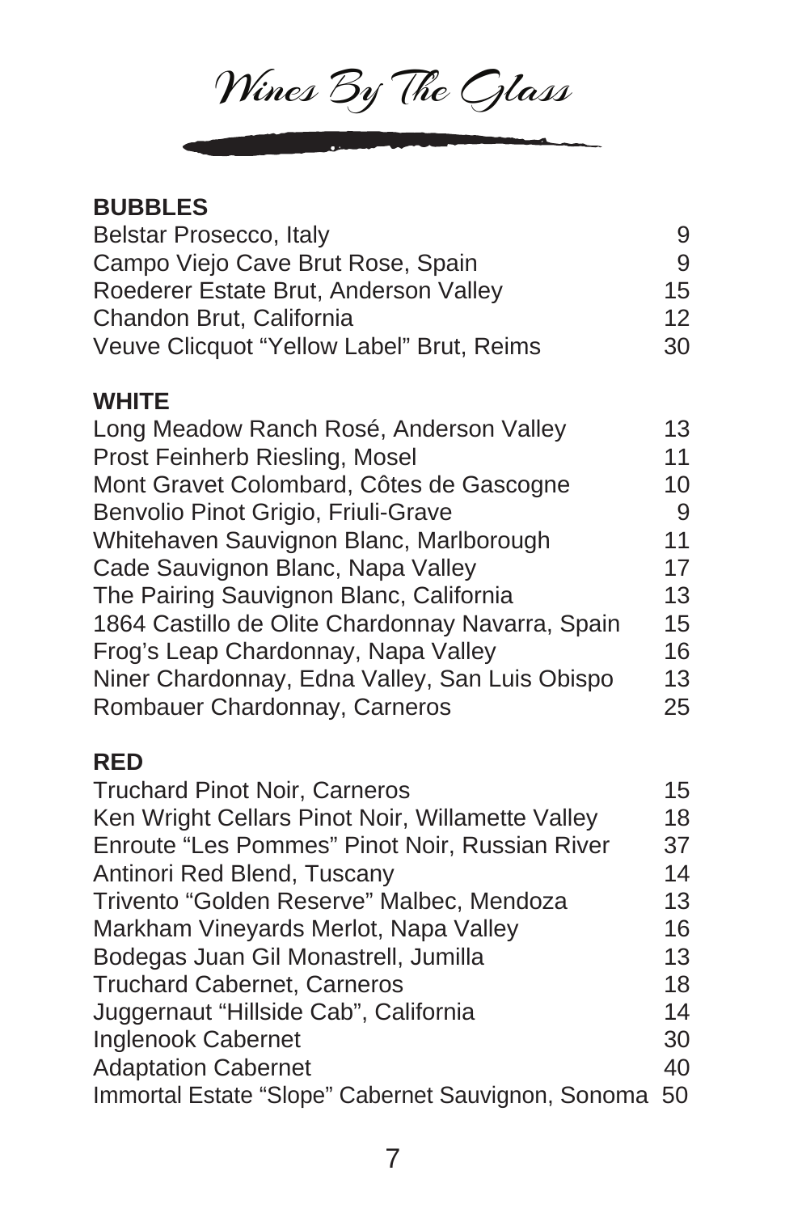# Wines By The Glass

## BUBBLES

| | |
|---|---|
| Belstar Prosecco, Italy | 9 |
| Campo Viejo Cave Brut Rose, Spain | 9 |
| Roederer Estate Brut, Anderson Valley | 15 |
| Chandon Brut, California | 12 |
| Veuve Clicquot “Yellow Label” Brut, Reims | 30 |

## WHITE

| | |
|---|---|
| Long Meadow Ranch Rosé, Anderson Valley | 13 |
| Prost Feinherb Riesling, Mosel | 11 |
| Mont Gravet Colombard, Côtes de Gascogne | 10 |
| Benvolio Pinot Grigio, Friuli-Grave | 9 |
| Whitehaven Sauvignon Blanc, Marlborough | 11 |
| Cade Sauvignon Blanc, Napa Valley | 17 |
| The Pairing Sauvignon Blanc, California | 13 |
| 1864 Castillo de Olite Chardonnay Navarra, Spain | 15 |
| Frog’s Leap Chardonnay, Napa Valley | 16 |
| Niner Chardonnay, Edna Valley, San Luis Obispo | 13 |
| Rombauer Chardonnay, Carneros | 25 |

## RED

| | |
|---|---|
| Truchard Pinot Noir, Carneros | 15 |
| Ken Wright Cellars Pinot Noir, Willamette Valley | 18 |
| Enroute “Les Pommes” Pinot Noir, Russian River | 37 |
| Antinori Red Blend, Tuscany | 14 |
| Trivento “Golden Reserve” Malbec, Mendoza | 13 |
| Markham Vineyards Merlot, Napa Valley | 16 |
| Bodegas Juan Gil Monastrell, Jumilla | 13 |
| Truchard Cabernet, Carneros | 18 |
| Juggernaut “Hillside Cab”, California | 14 |
| Inglenook Cabernet | 30 |
| Adaptation Cabernet | 40 |
| Immortal Estate “Slope” Cabernet Sauvignon, Sonoma | 50 |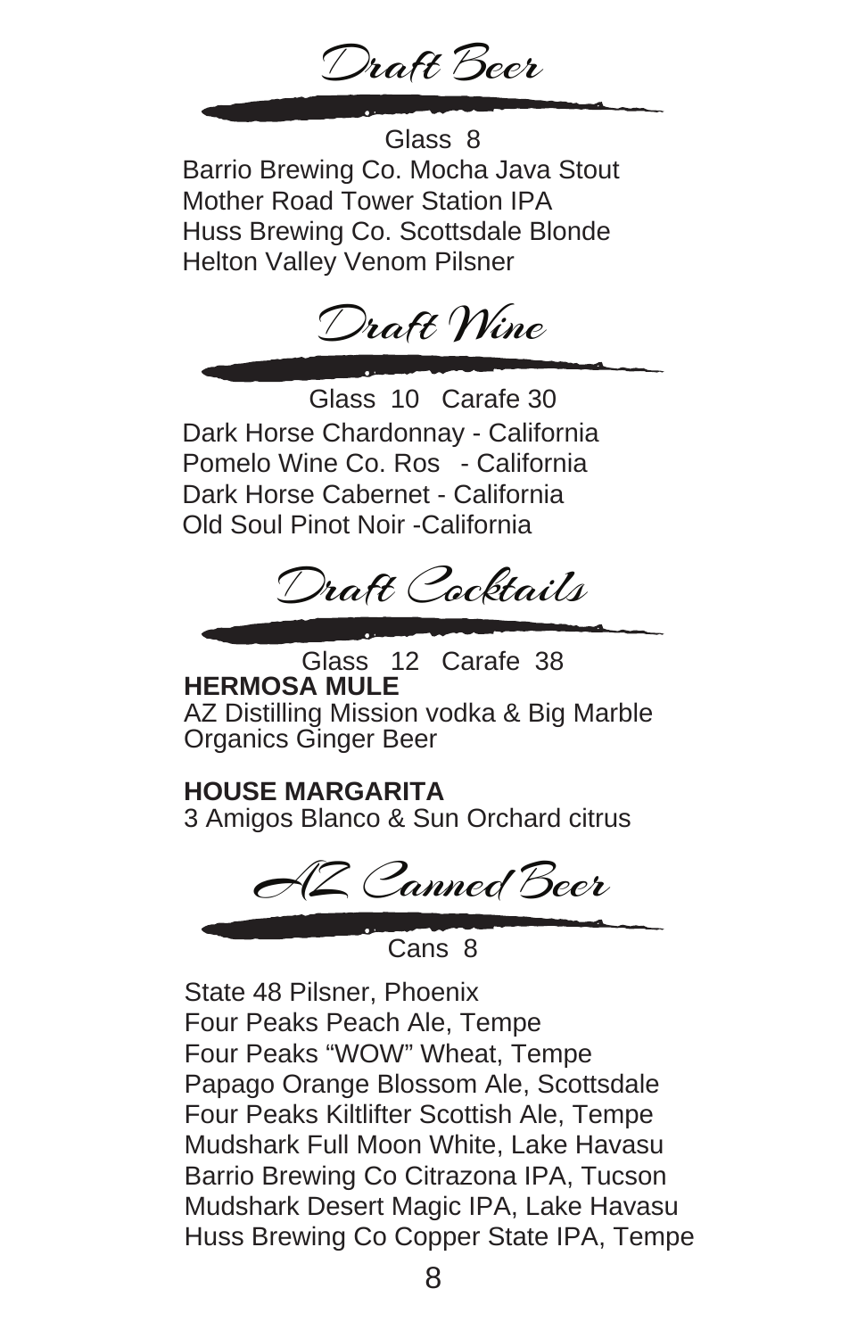## Draft Beer

Glass 8

Barrio Brewing Co. Mocha Java Stout
Mother Road Tower Station IPA
Huss Brewing Co. Scottsdale Blonde
Helton Valley Venom Pilsner

## Draft Wine

Glass 10 Carafe 30

Dark Horse Chardonnay - California
Pomelo Wine Co. Ros - California
Dark Horse Cabernet - California
Old Soul Pinot Noir -California

## Draft Cocktails

Glass 12 Carafe 38

**HERMOSA MULE**
AZ Distilling Mission vodka & Big Marble Organics Ginger Beer

**HOUSE MARGARITA**
3 Amigos Blanco & Sun Orchard citrus

## AZ Canned Beer

Cans 8

State 48 Pilsner, Phoenix
Four Peaks Peach Ale, Tempe
Four Peaks "WOW" Wheat, Tempe
Papago Orange Blossom Ale, Scottsdale
Four Peaks Kiltlifter Scottish Ale, Tempe
Mudshark Full Moon White, Lake Havasu
Barrio Brewing Co Citrazona IPA, Tucson
Mudshark Desert Magic IPA, Lake Havasu
Huss Brewing Co Copper State IPA, Tempe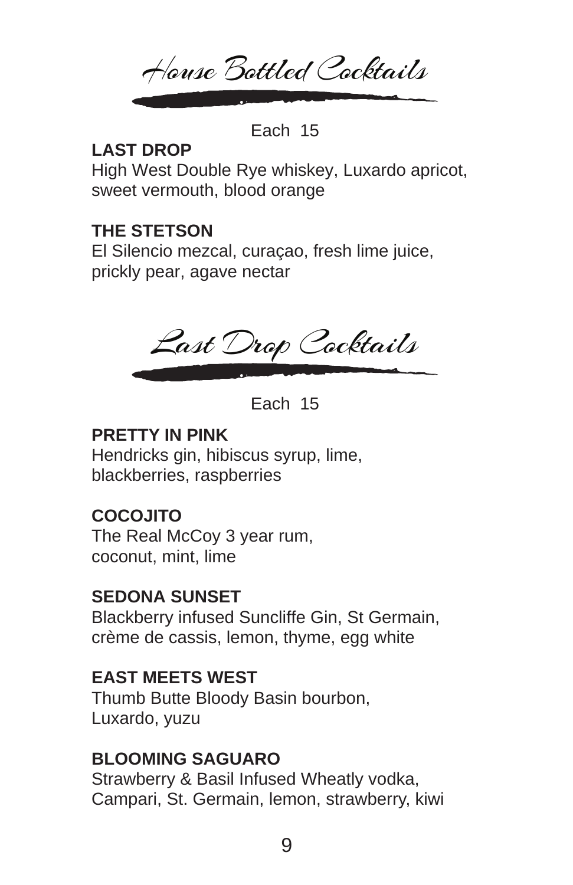## House Bottled Cocktails

Each 15

**LAST DROP**
High West Double Rye whiskey, Luxardo apricot, sweet vermouth, blood orange

**THE STETSON**
El Silencio mezcal, curaçao, fresh lime juice, prickly pear, agave nectar

## Last Drop Cocktails

Each 15

**PRETTY IN PINK**
Hendricks gin, hibiscus syrup, lime, blackberries, raspberries

**COCOJITO**
The Real McCoy 3 year rum, coconut, mint, lime

**SEDONA SUNSET**
Blackberry infused Suncliffe Gin, St Germain, crème de cassis, lemon, thyme, egg white

**EAST MEETS WEST**
Thumb Butte Bloody Basin bourbon, Luxardo, yuzu

**BLOOMING SAGUARO**
Strawberry & Basil Infused Wheatly vodka, Campari, St. Germain, lemon, strawberry, kiwi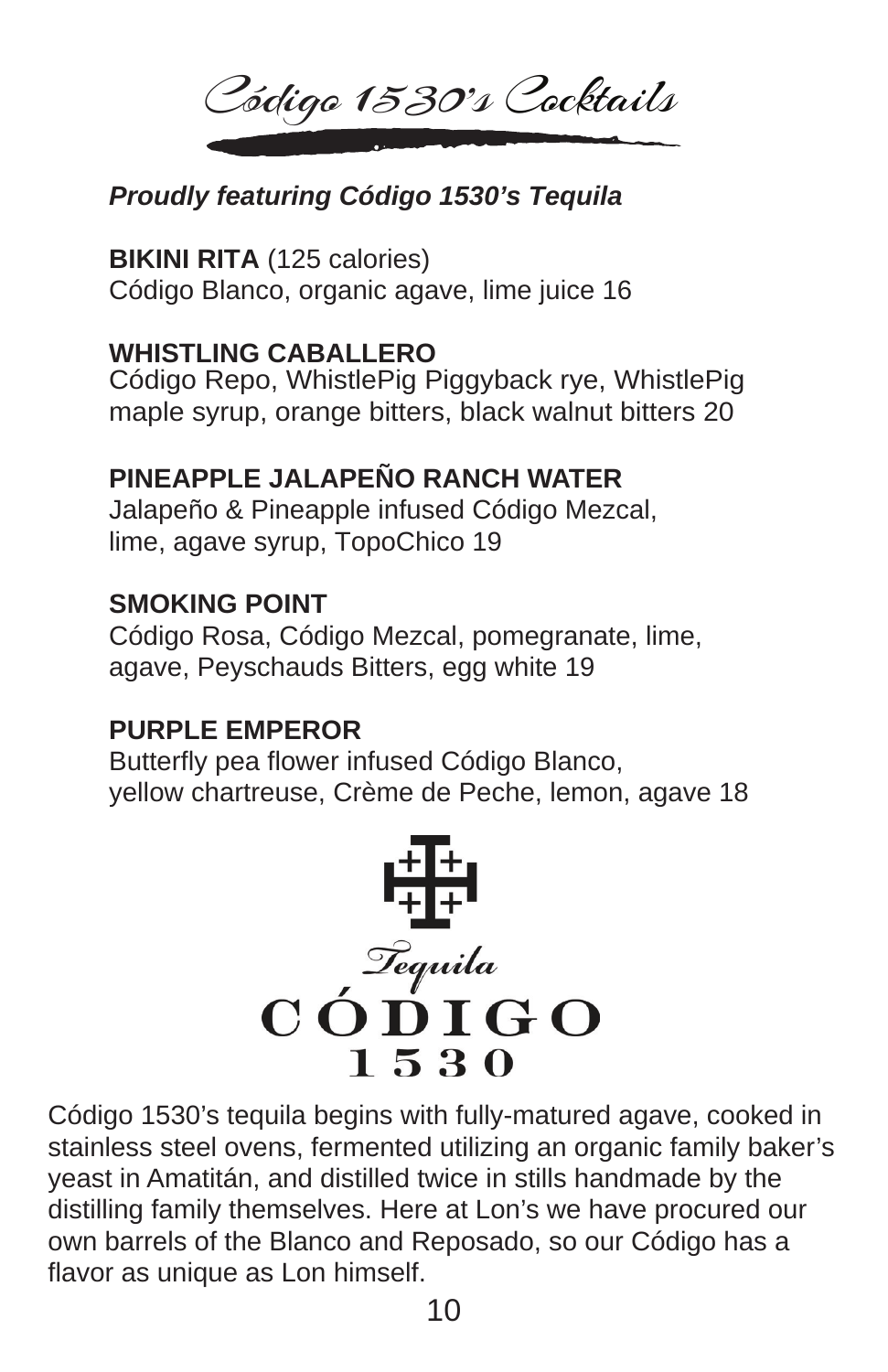# Código 1530's Cocktails

***Proudly featuring Código 1530's Tequila***

**BIKINI RITA** (125 calories)
Código Blanco, organic agave, lime juice 16

**WHISTLING CABALLERO**
Código Repo, WhistlePig Piggyback rye, WhistlePig maple syrup, orange bitters, black walnut bitters 20

**PINEAPPLE JALAPEÑO RANCH WATER**
Jalapeño & Pineapple infused Código Mezcal, lime, agave syrup, TopoChico 19

**SMOKING POINT**
Código Rosa, Código Mezcal, pomegranate, lime, agave, Peyschauds Bitters, egg white 19

**PURPLE EMPEROR**
Butterfly pea flower infused Código Blanco, yellow chartreuse, Crème de Peche, lemon, agave 18

Tequila
CÓDIGO
1530

Código 1530's tequila begins with fully-matured agave, cooked in stainless steel ovens, fermented utilizing an organic family baker's yeast in Amatitán, and distilled twice in stills handmade by the distilling family themselves. Here at Lon's we have procured our own barrels of the Blanco and Reposado, so our Código has a flavor as unique as Lon himself.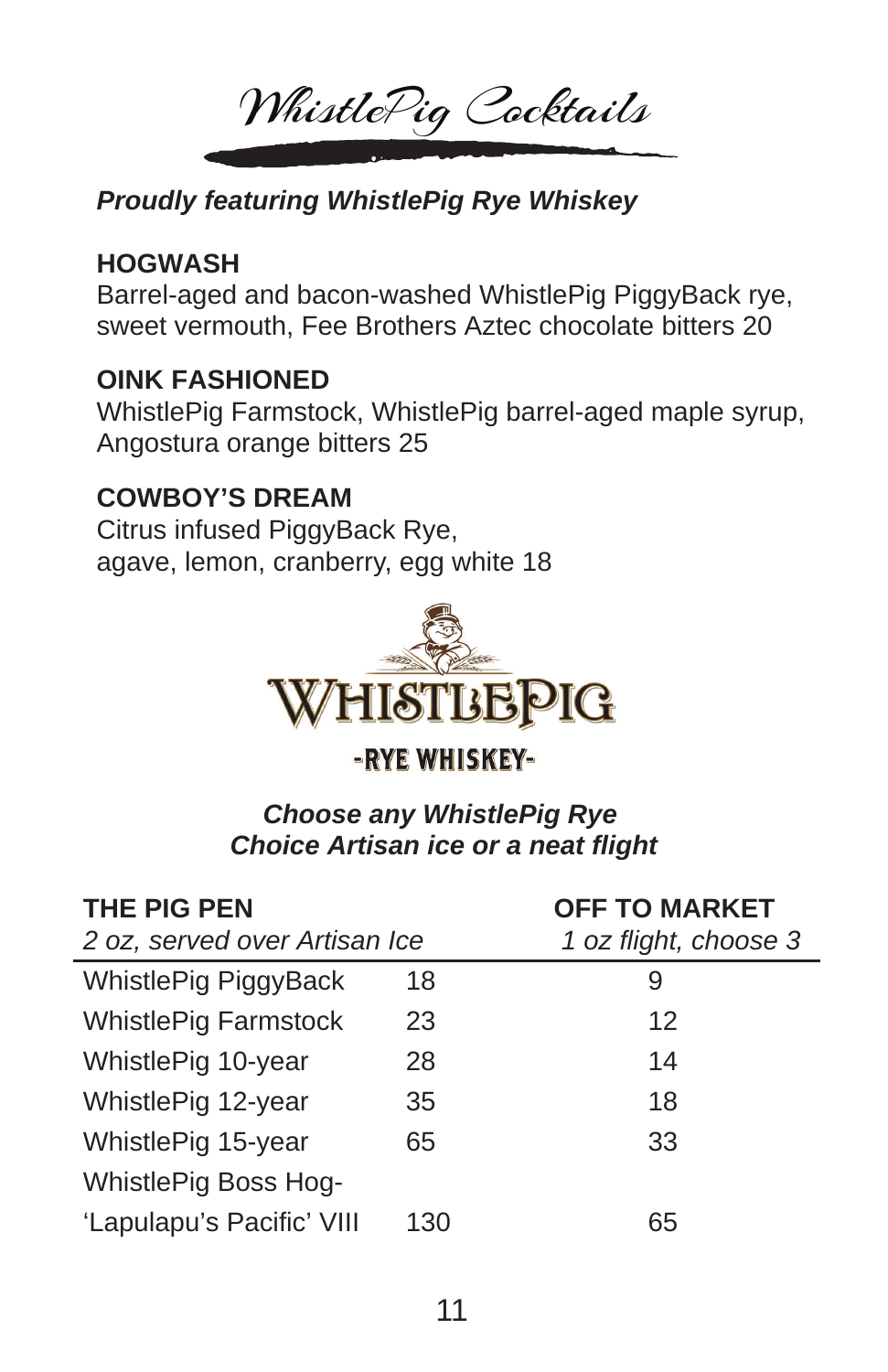# WhistlePig Cocktails

***Proudly featuring WhistlePig Rye Whiskey***

**HOGWASH**
Barrel-aged and bacon-washed WhistlePig PiggyBack rye, sweet vermouth, Fee Brothers Aztec chocolate bitters 20

**OINK FASHIONED**
WhistlePig Farmstock, WhistlePig barrel-aged maple syrup, Angostura orange bitters 25

**COWBOY'S DREAM**
Citrus infused PiggyBack Rye,
agave, lemon, cranberry, egg white 18

WHISTLEPIG
-RYE WHISKEY-

***Choose any WhistlePig Rye***
***Choice Artisan ice or a neat flight***

| **THE PIG PEN** *2 oz, served over Artisan Ice* | | **OFF TO MARKET** *1 oz flight, choose 3* |
|---|---|---|
| WhistlePig PiggyBack | 18 | 9 |
| WhistlePig Farmstock | 23 | 12 |
| WhistlePig 10-year | 28 | 14 |
| WhistlePig 12-year | 35 | 18 |
| WhistlePig 15-year | 65 | 33 |
| WhistlePig Boss Hog- 'Lapulapu's Pacific' VIII | 130 | 65 |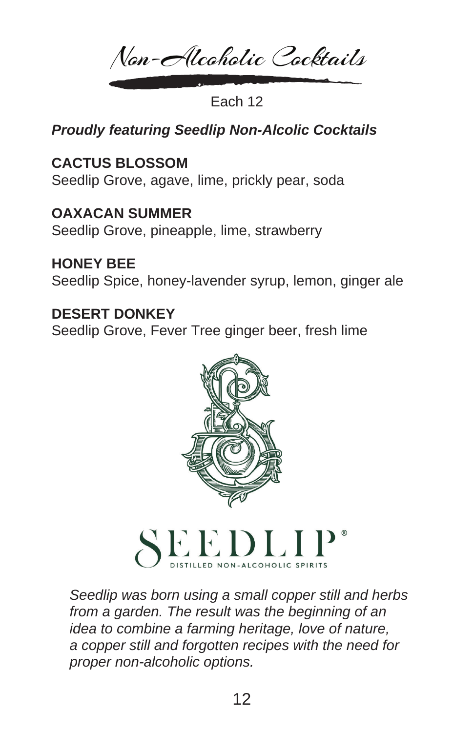# Non-Alcoholic Cocktails

Each 12

***Proudly featuring Seedlip Non-Alcolic Cocktails***

**CACTUS BLOSSOM**
Seedlip Grove, agave, lime, prickly pear, soda

**OAXACAN SUMMER**
Seedlip Grove, pineapple, lime, strawberry

**HONEY BEE**
Seedlip Spice, honey-lavender syrup, lemon, ginger ale

**DESERT DONKEY**
Seedlip Grove, Fever Tree ginger beer, fresh lime

SEEDLIP®
DISTILLED NON-ALCOHOLIC SPIRITS

*Seedlip was born using a small copper still and herbs from a garden. The result was the beginning of an idea to combine a farming heritage, love of nature, a copper still and forgotten recipes with the need for proper non-alcoholic options.*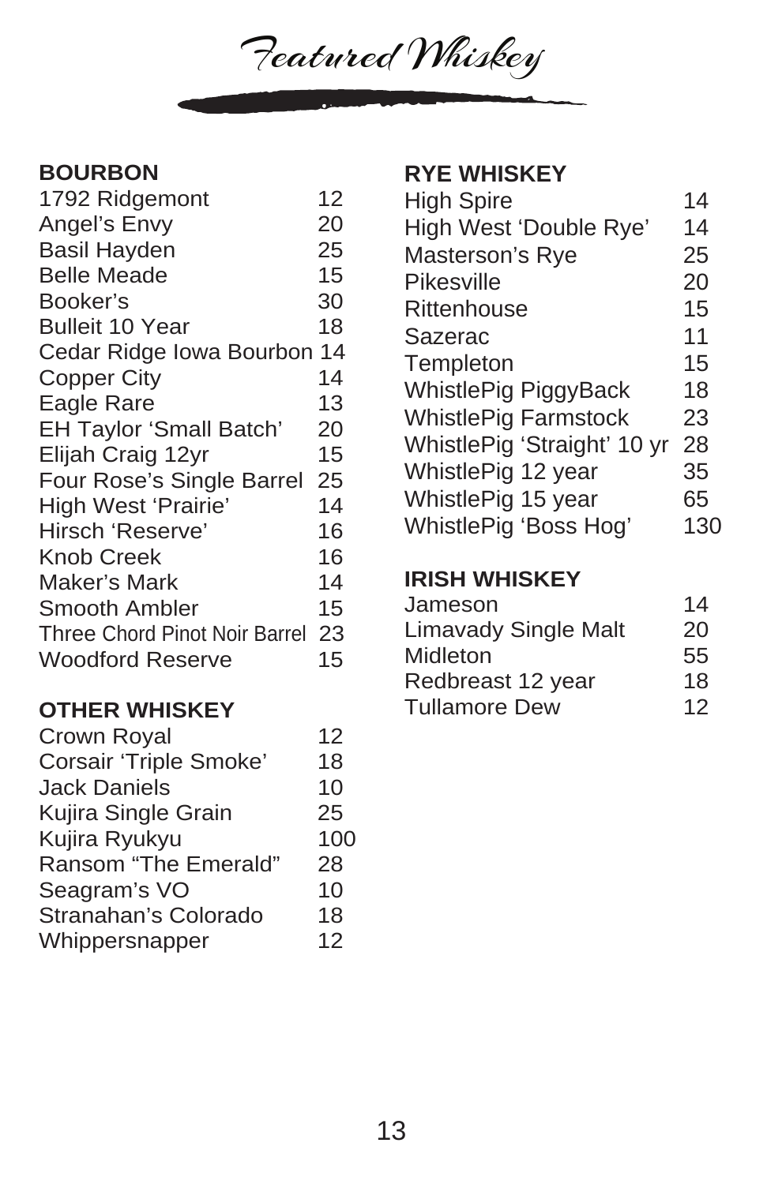# *Featured Whiskey*

## BOURBON

| Item | Price |
| --- | --- |
| 1792 Ridgemont | 12 |
| Angel's Envy | 20 |
| Basil Hayden | 25 |
| Belle Meade | 15 |
| Booker's | 30 |
| Bulleit 10 Year | 18 |
| Cedar Ridge Iowa Bourbon | 14 |
| Copper City | 14 |
| Eagle Rare | 13 |
| EH Taylor 'Small Batch' | 20 |
| Elijah Craig 12yr | 15 |
| Four Rose's Single Barrel | 25 |
| High West 'Prairie' | 14 |
| Hirsch 'Reserve' | 16 |
| Knob Creek | 16 |
| Maker's Mark | 14 |
| Smooth Ambler | 15 |
| Three Chord Pinot Noir Barrel | 23 |
| Woodford Reserve | 15 |

## OTHER WHISKEY

| Item | Price |
| --- | --- |
| Crown Royal | 12 |
| Corsair 'Triple Smoke' | 18 |
| Jack Daniels | 10 |
| Kujira Single Grain | 25 |
| Kujira Ryukyu | 100 |
| Ransom "The Emerald" | 28 |
| Seagram's VO | 10 |
| Stranahan's Colorado | 18 |
| Whippersnapper | 12 |

## RYE WHISKEY

| Item | Price |
| --- | --- |
| High Spire | 14 |
| High West 'Double Rye' | 14 |
| Masterson's Rye | 25 |
| Pikesville | 20 |
| Rittenhouse | 15 |
| Sazerac | 11 |
| Templeton | 15 |
| WhistlePig PiggyBack | 18 |
| WhistlePig Farmstock | 23 |
| WhistlePig 'Straight' 10 yr | 28 |
| WhistlePig 12 year | 35 |
| WhistlePig 15 year | 65 |
| WhistlePig 'Boss Hog' | 130 |

## IRISH WHISKEY

| Item | Price |
| --- | --- |
| Jameson | 14 |
| Limavady Single Malt | 20 |
| Midleton | 55 |
| Redbreast 12 year | 18 |
| Tullamore Dew | 12 |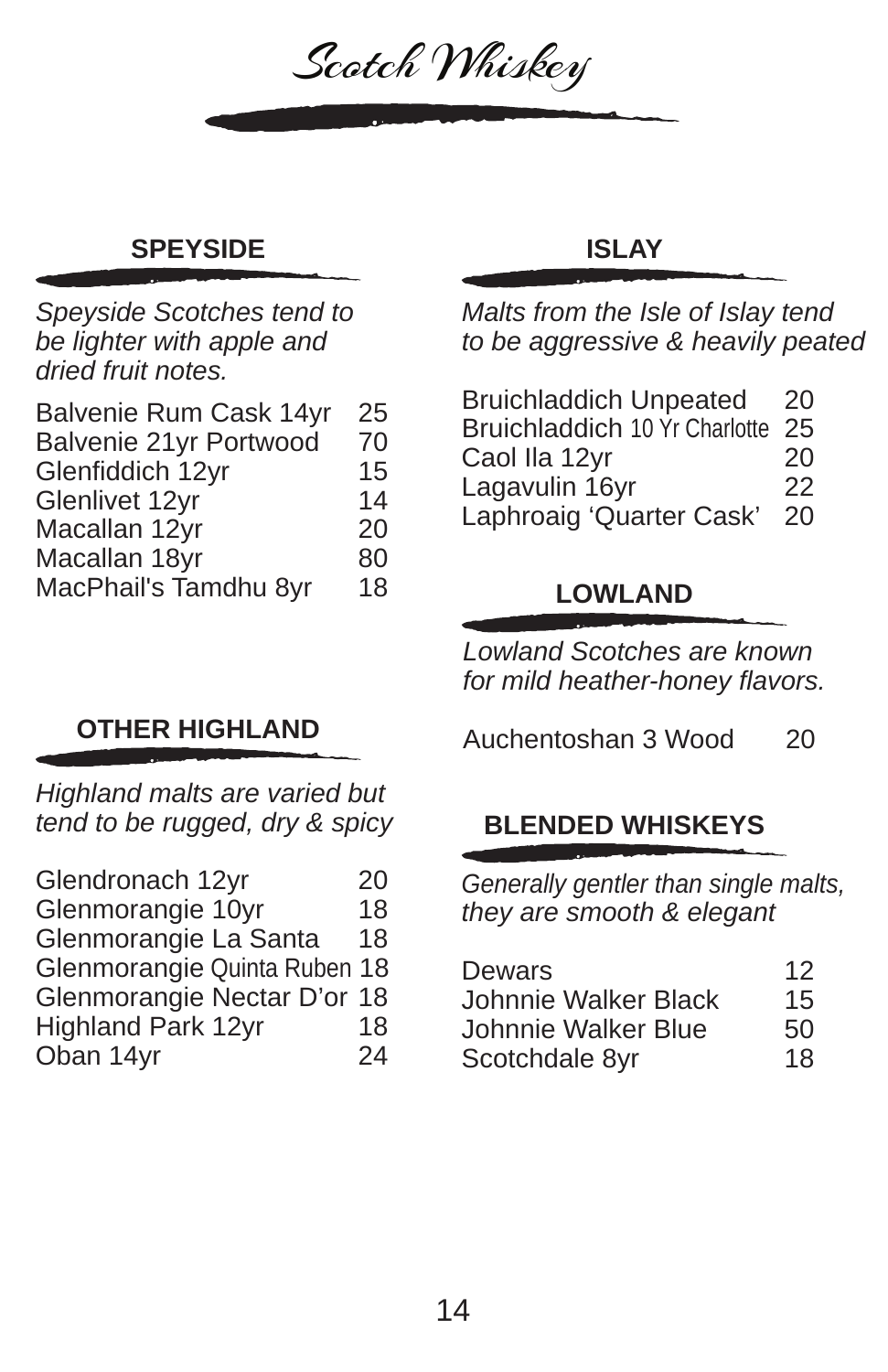# Scotch Whiskey

## SPEYSIDE

*Speyside Scotches tend to be lighter with apple and dried fruit notes.*

| | |
|---|---|
| Balvenie Rum Cask 14yr | 25 |
| Balvenie 21yr Portwood | 70 |
| Glenfiddich 12yr | 15 |
| Glenlivet 12yr | 14 |
| Macallan 12yr | 20 |
| Macallan 18yr | 80 |
| MacPhail's Tamdhu 8yr | 18 |

## OTHER HIGHLAND

*Highland malts are varied but tend to be rugged, dry & spicy*

| | |
|---|---|
| Glendronach 12yr | 20 |
| Glenmorangie 10yr | 18 |
| Glenmorangie La Santa | 18 |
| Glenmorangie Quinta Ruben | 18 |
| Glenmorangie Nectar D'or | 18 |
| Highland Park 12yr | 18 |
| Oban 14yr | 24 |

## ISLAY

*Malts from the Isle of Islay tend to be aggressive & heavily peated*

| | |
|---|---|
| Bruichladdich Unpeated | 20 |
| Bruichladdich 10 Yr Charlotte | 25 |
| Caol Ila 12yr | 20 |
| Lagavulin 16yr | 22 |
| Laphroaig 'Quarter Cask' | 20 |

## LOWLAND

*Lowland Scotches are known for mild heather-honey flavors.*

| | |
|---|---|
| Auchentoshan 3 Wood | 20 |

## BLENDED WHISKEYS

*Generally gentler than single malts, they are smooth & elegant*

| | |
|---|---|
| Dewars | 12 |
| Johnnie Walker Black | 15 |
| Johnnie Walker Blue | 50 |
| Scotchdale 8yr | 18 |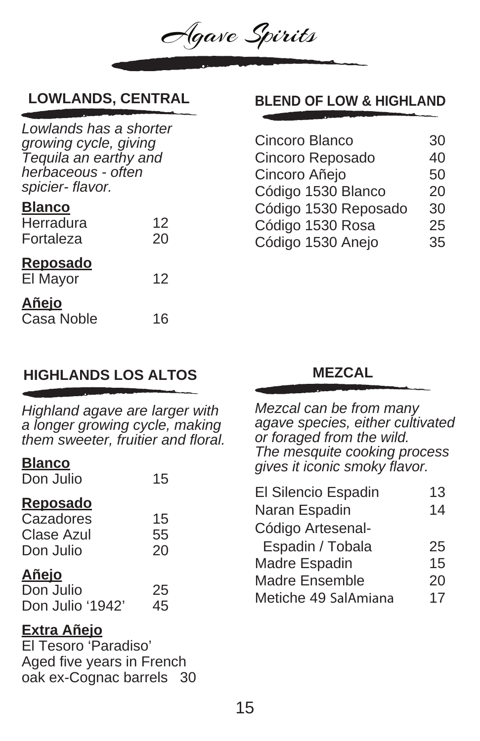# Agave Spirits

## LOWLANDS, CENTRAL

*Lowlands has a shorter growing cycle, giving Tequila an earthy and herbaceous - often spicier- flavor.*

### Blanco

| | |
|---|---|
| Herradura | 12 |
| Fortaleza | 20 |

### Reposado

| | |
|---|---|
| El Mayor | 12 |

### Añejo

| | |
|---|---|
| Casa Noble | 16 |

## BLEND OF LOW & HIGHLAND

| | |
|---|---|
| Cincoro Blanco | 30 |
| Cincoro Reposado | 40 |
| Cincoro Añejo | 50 |
| Código 1530 Blanco | 20 |
| Código 1530 Reposado | 30 |
| Código 1530 Rosa | 25 |
| Código 1530 Anejo | 35 |

## HIGHLANDS LOS ALTOS

*Highland agave are larger with a longer growing cycle, making them sweeter, fruitier and floral.*

### Blanco

| | |
|---|---|
| Don Julio | 15 |

### Reposado

| | |
|---|---|
| Cazadores | 15 |
| Clase Azul | 55 |
| Don Julio | 20 |

### Añejo

| | |
|---|---|
| Don Julio | 25 |
| Don Julio '1942' | 45 |

### Extra Añejo

El Tesoro 'Paradiso'
Aged five years in French oak ex-Cognac barrels 30

## MEZCAL

*Mezcal can be from many agave species, either cultivated or foraged from the wild. The mesquite cooking process gives it iconic smoky flavor.*

| | |
|---|---|
| El Silencio Espadin | 13 |
| Naran Espadin | 14 |
| Código Artesenal- Espadin / Tobala | 25 |
| Madre Espadin | 15 |
| Madre Ensemble | 20 |
| Metiche 49 SalAmiana | 17 |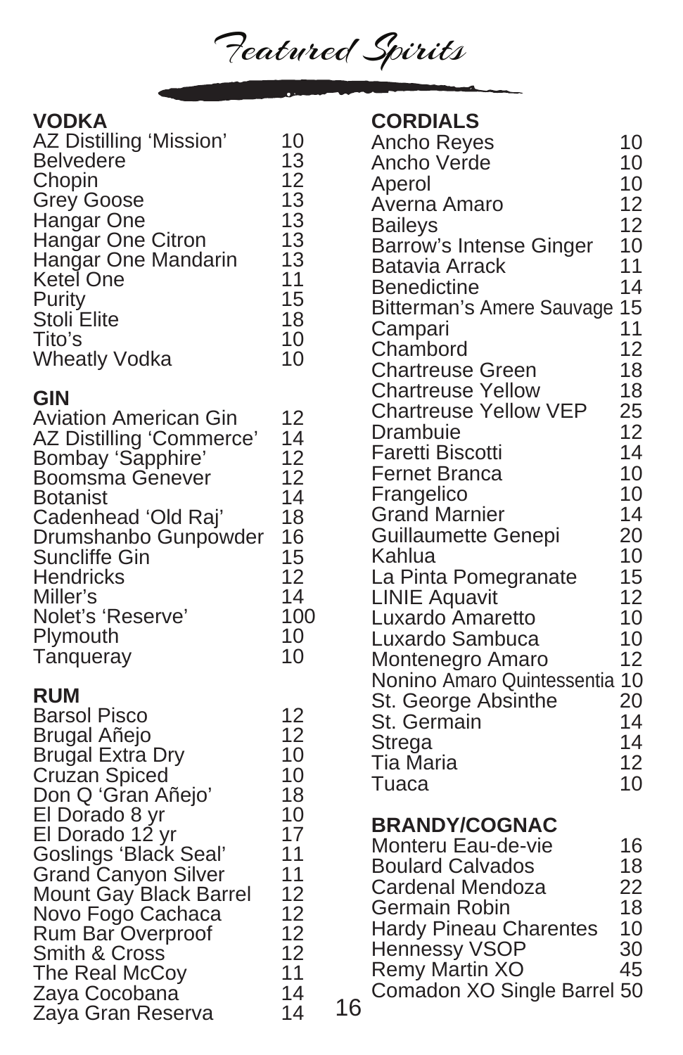# Featured Spirits

## VODKA

| | |
|---|---|
| AZ Distilling 'Mission' | 10 |
| Belvedere | 13 |
| Chopin | 12 |
| Grey Goose | 13 |
| Hangar One | 13 |
| Hangar One Citron | 13 |
| Hangar One Mandarin | 13 |
| Ketel One | 11 |
| Purity | 15 |
| Stoli Elite | 18 |
| Tito's | 10 |
| Wheatly Vodka | 10 |

## GIN

| | |
|---|---|
| Aviation American Gin | 12 |
| AZ Distilling 'Commerce' | 14 |
| Bombay 'Sapphire' | 12 |
| Boomsma Genever | 12 |
| Botanist | 14 |
| Cadenhead 'Old Raj' | 18 |
| Drumshanbo Gunpowder | 16 |
| Suncliffe Gin | 15 |
| Hendricks | 12 |
| Miller's | 14 |
| Nolet's 'Reserve' | 100 |
| Plymouth | 10 |
| Tanqueray | 10 |

## RUM

| | |
|---|---|
| Barsol Pisco | 12 |
| Brugal Añejo | 12 |
| Brugal Extra Dry | 10 |
| Cruzan Spiced | 10 |
| Don Q 'Gran Añejo' | 18 |
| El Dorado 8 yr | 10 |
| El Dorado 12 yr | 17 |
| Goslings 'Black Seal' | 11 |
| Grand Canyon Silver | 11 |
| Mount Gay Black Barrel | 12 |
| Novo Fogo Cachaca | 12 |
| Rum Bar Overproof | 12 |
| Smith & Cross | 12 |
| The Real McCoy | 11 |
| Zaya Cocobana | 14 |
| Zaya Gran Reserva | 14 |

## CORDIALS

| | |
|---|---|
| Ancho Reyes | 10 |
| Ancho Verde | 10 |
| Aperol | 10 |
| Averna Amaro | 12 |
| Baileys | 12 |
| Barrow's Intense Ginger | 10 |
| Batavia Arrack | 11 |
| Benedictine | 14 |
| Bitterman's Amere Sauvage | 15 |
| Campari | 11 |
| Chambord | 12 |
| Chartreuse Green | 18 |
| Chartreuse Yellow | 18 |
| Chartreuse Yellow VEP | 25 |
| Drambuie | 12 |
| Faretti Biscotti | 14 |
| Fernet Branca | 10 |
| Frangelico | 10 |
| Grand Marnier | 14 |
| Guillaumette Genepi | 20 |
| Kahlua | 10 |
| La Pinta Pomegranate | 15 |
| LINIE Aquavit | 12 |
| Luxardo Amaretto | 10 |
| Luxardo Sambuca | 10 |
| Montenegro Amaro | 12 |
| Nonino Amaro Quintessentia | 10 |
| St. George Absinthe | 20 |
| St. Germain | 14 |
| Strega | 14 |
| Tia Maria | 12 |
| Tuaca | 10 |

## BRANDY/COGNAC

| | |
|---|---|
| Monteru Eau-de-vie | 16 |
| Boulard Calvados | 18 |
| Cardenal Mendoza | 22 |
| Germain Robin | 18 |
| Hardy Pineau Charentes | 10 |
| Hennessy VSOP | 30 |
| Remy Martin XO | 45 |
| Comadon XO Single Barrel | 50 |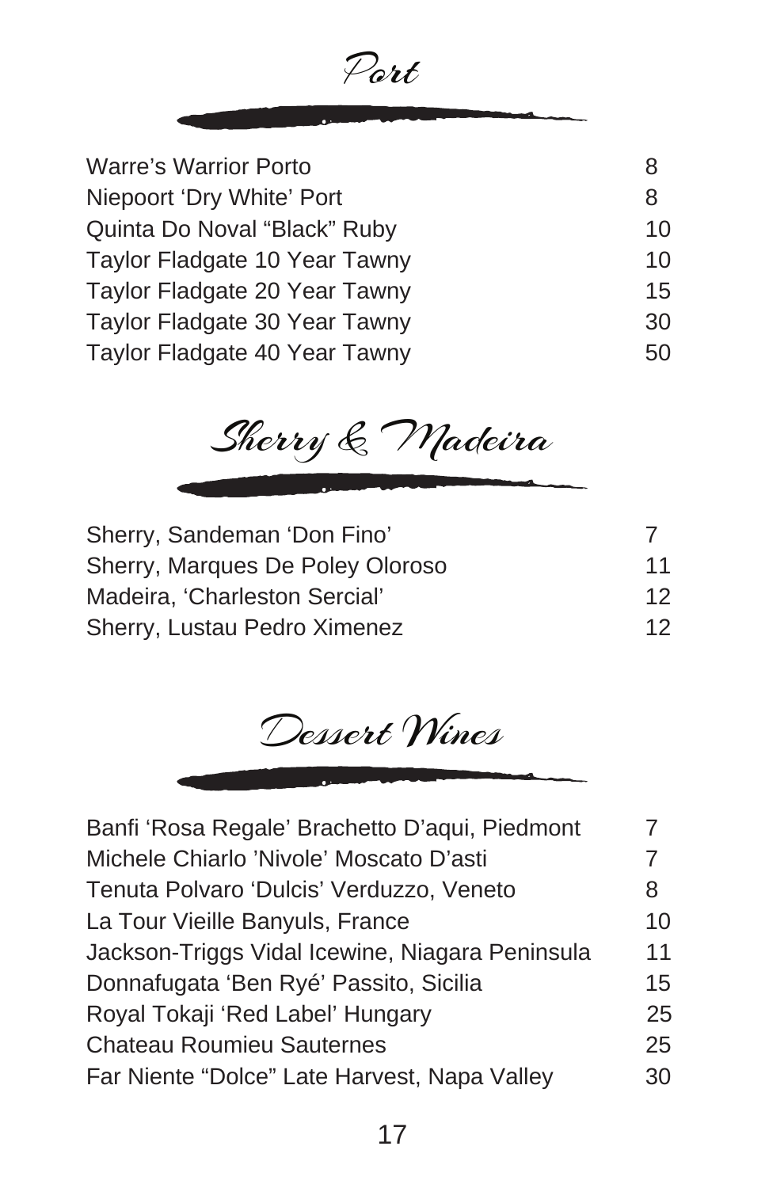## Port

| | |
|---|---|
| Warre's Warrior Porto | 8 |
| Niepoort 'Dry White' Port | 8 |
| Quinta Do Noval "Black" Ruby | 10 |
| Taylor Fladgate 10 Year Tawny | 10 |
| Taylor Fladgate 20 Year Tawny | 15 |
| Taylor Fladgate 30 Year Tawny | 30 |
| Taylor Fladgate 40 Year Tawny | 50 |

## Sherry & Madeira

| | |
|---|---|
| Sherry, Sandeman 'Don Fino' | 7 |
| Sherry, Marques De Poley Oloroso | 11 |
| Madeira, 'Charleston Sercial' | 12 |
| Sherry, Lustau Pedro Ximenez | 12 |

## Dessert Wines

| | |
|---|---|
| Banfi 'Rosa Regale' Brachetto D'aqui, Piedmont | 7 |
| Michele Chiarlo 'Nivole' Moscato D'asti | 7 |
| Tenuta Polvaro 'Dulcis' Verduzzo, Veneto | 8 |
| La Tour Vieille Banyuls, France | 10 |
| Jackson-Triggs Vidal Icewine, Niagara Peninsula | 11 |
| Donnafugata 'Ben Ryé' Passito, Sicilia | 15 |
| Royal Tokaji 'Red Label' Hungary | 25 |
| Chateau Roumieu Sauternes | 25 |
| Far Niente "Dolce" Late Harvest, Napa Valley | 30 |